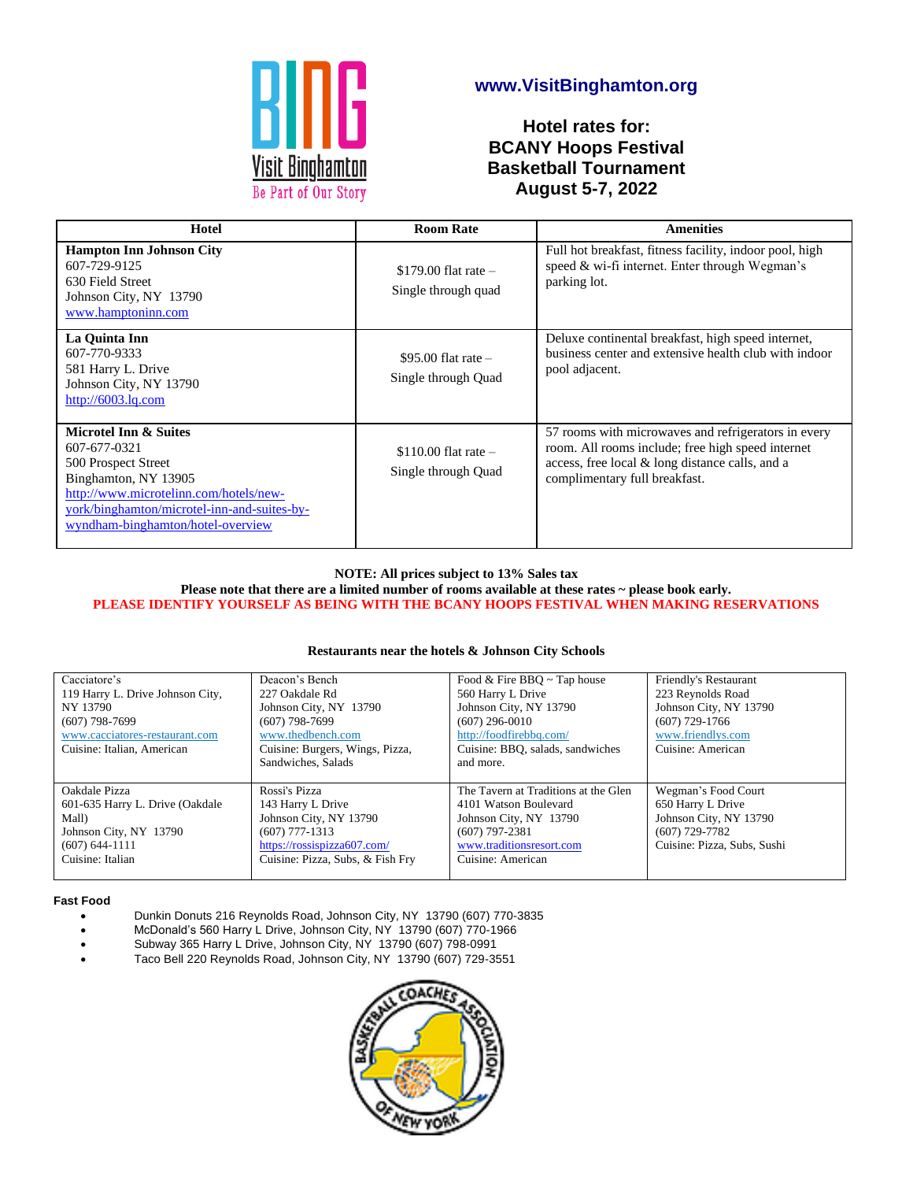www.VisitBinghamton.org

# Hotel rates for: BCANY Hoops Festival Basketball Tournament August 5-7, 2022

| Hotel | Room Rate | Amenities |
|---|---|---|
| **Hampton Inn Johnson City**<br>607-729-9125<br>630 Field Street<br>Johnson City, NY 13790<br>www.hamptoninn.com | $179.00 flat rate – Single through quad | Full hot breakfast, fitness facility, indoor pool, high speed & wi-fi internet. Enter through Wegman's parking lot. |
| **La Quinta Inn**<br>607-770-9333<br>581 Harry L. Drive<br>Johnson City, NY 13790<br>http://6003.lq.com | $95.00 flat rate – Single through Quad | Deluxe continental breakfast, high speed internet, business center and extensive health club with indoor pool adjacent. |
| **Microtel Inn & Suites**<br>607-677-0321<br>500 Prospect Street<br>Binghamton, NY 13905<br>http://www.microtelinn.com/hotels/new-york/binghamton/microtel-inn-and-suites-by-wyndham-binghamton/hotel-overview | $110.00 flat rate – Single through Quad | 57 rooms with microwaves and refrigerators in every room. All rooms include; free high speed internet access, free local & long distance calls, and a complimentary full breakfast. |

**NOTE: All prices subject to 13% Sales tax**

**Please note that there are a limited number of rooms available at these rates ~ please book early.**

**PLEASE IDENTIFY YOURSELF AS BEING WITH THE BCANY HOOPS FESTIVAL WHEN MAKING RESERVATIONS**

**Restaurants near the hotels & Johnson City Schools**

| | | | |
|---|---|---|---|
| Cacciatore's<br>119 Harry L. Drive Johnson City, NY 13790<br>(607) 798-7699<br>www.cacciatores-restaurant.com<br>Cuisine: Italian, American | Deacon's Bench<br>227 Oakdale Rd<br>Johnson City, NY 13790<br>(607) 798-7699<br>www.thedbench.com<br>Cuisine: Burgers, Wings, Pizza, Sandwiches, Salads | Food & Fire BBQ ~ Tap house<br>560 Harry L Drive<br>Johnson City, NY 13790<br>(607) 296-0010<br>http://foodfirebbq.com/<br>Cuisine: BBQ, salads, sandwiches and more. | Friendly's Restaurant<br>223 Reynolds Road<br>Johnson City, NY 13790<br>(607) 729-1766<br>www.friendlys.com<br>Cuisine: American |
| Oakdale Pizza<br>601-635 Harry L. Drive (Oakdale Mall)<br>Johnson City, NY 13790<br>(607) 644-1111<br>Cuisine: Italian | Rossi's Pizza<br>143 Harry L Drive<br>Johnson City, NY 13790<br>(607) 777-1313<br>https://rossispizza607.com/<br>Cuisine: Pizza, Subs, & Fish Fry | The Tavern at Traditions at the Glen<br>4101 Watson Boulevard<br>Johnson City, NY 13790<br>(607) 797-2381<br>www.traditionsresort.com<br>Cuisine: American | Wegman's Food Court<br>650 Harry L Drive<br>Johnson City, NY 13790<br>(607) 729-7782<br>Cuisine: Pizza, Subs, Sushi |

**Fast Food**

- Dunkin Donuts 216 Reynolds Road, Johnson City, NY 13790 (607) 770-3835
- McDonald's 560 Harry L Drive, Johnson City, NY 13790 (607) 770-1966
- Subway 365 Harry L Drive, Johnson City, NY 13790 (607) 798-0991
- Taco Bell 220 Reynolds Road, Johnson City, NY 13790 (607) 729-3551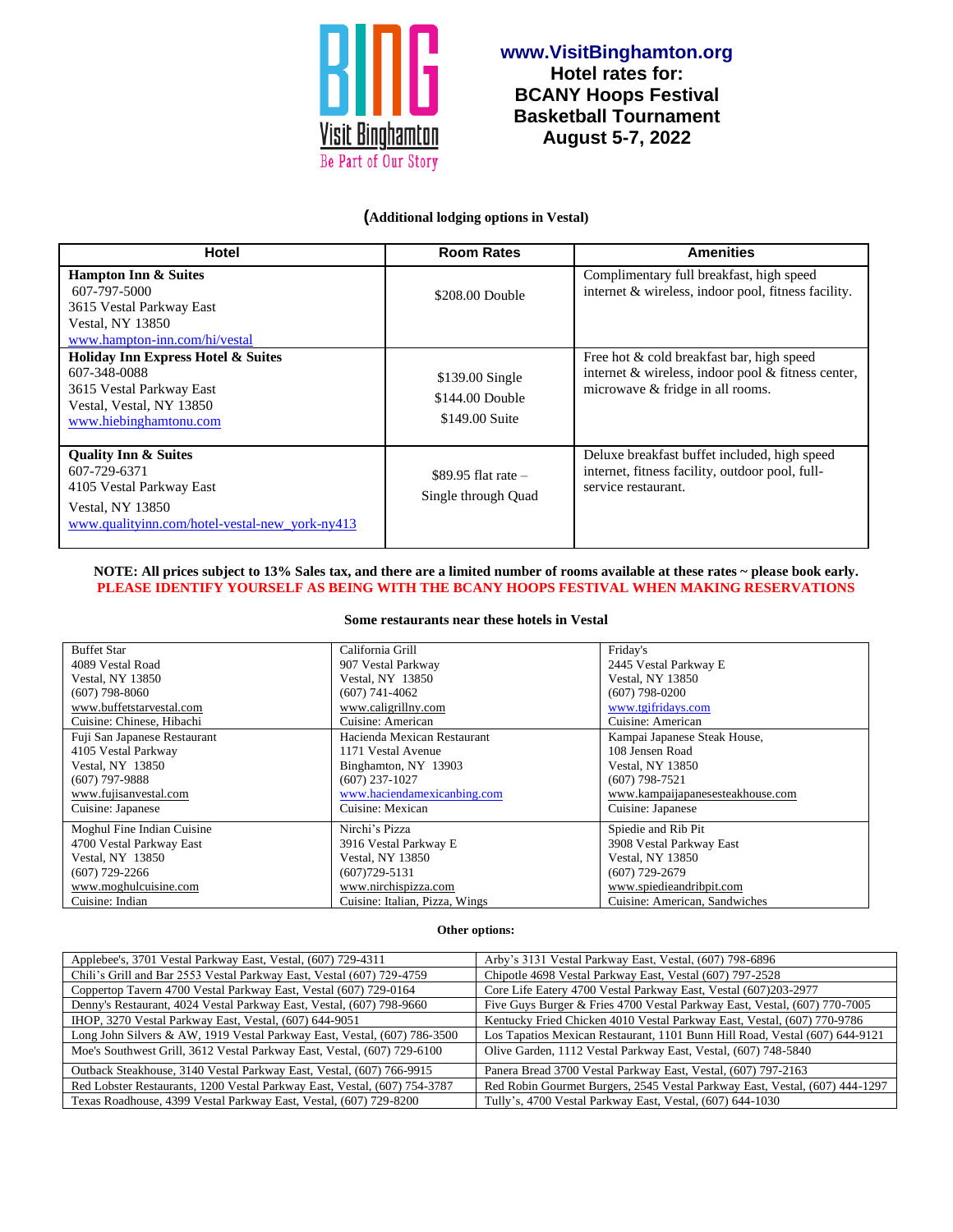**BING**
Visit Binghamton
Be Part of Our Story

**www.VisitBinghamton.org**
**Hotel rates for:**
**BCANY Hoops Festival**
**Basketball Tournament**
**August 5-7, 2022**

**(Additional lodging options in Vestal)**

| Hotel | Room Rates | Amenities |
|---|---|---|
| **Hampton Inn & Suites**<br>607-797-5000<br>3615 Vestal Parkway East<br>Vestal, NY 13850<br>www.hampton-inn.com/hi/vestal | $208.00 Double | Complimentary full breakfast, high speed internet & wireless, indoor pool, fitness facility. |
| **Holiday Inn Express Hotel & Suites**<br>607-348-0088<br>3615 Vestal Parkway East<br>Vestal, Vestal, NY 13850<br>www.hiebinghamtonu.com | $139.00 Single<br>$144.00 Double<br>$149.00 Suite | Free hot & cold breakfast bar, high speed internet & wireless, indoor pool & fitness center, microwave & fridge in all rooms. |
| **Quality Inn & Suites**<br>607-729-6371<br>4105 Vestal Parkway East<br>Vestal, NY 13850<br>www.qualityinn.com/hotel-vestal-new_york-ny413 | $89.95 flat rate –<br>Single through Quad | Deluxe breakfast buffet included, high speed internet, fitness facility, outdoor pool, full-service restaurant. |

**NOTE: All prices subject to 13% Sales tax, and there are a limited number of rooms available at these rates ~ please book early.**
**PLEASE IDENTIFY YOURSELF AS BEING WITH THE BCANY HOOPS FESTIVAL WHEN MAKING RESERVATIONS**

**Some restaurants near these hotels in Vestal**

| | | |
|---|---|---|
| Buffet Star<br>4089 Vestal Road<br>Vestal, NY 13850<br>(607) 798-8060<br>www.buffetstarvestal.com<br>Cuisine: Chinese, Hibachi | California Grill<br>907 Vestal Parkway<br>Vestal, NY 13850<br>(607) 741-4062<br>www.caligrillny.com<br>Cuisine: American | Friday's<br>2445 Vestal Parkway E<br>Vestal, NY 13850<br>(607) 798-0200<br>www.tgifridays.com<br>Cuisine: American |
| Fuji San Japanese Restaurant<br>4105 Vestal Parkway<br>Vestal, NY 13850<br>(607) 797-9888<br>www.fujisanvestal.com<br>Cuisine: Japanese | Hacienda Mexican Restaurant<br>1171 Vestal Avenue<br>Binghamton, NY 13903<br>(607) 237-1027<br>www.haciendamexicanbing.com<br>Cuisine: Mexican | Kampai Japanese Steak House,<br>108 Jensen Road<br>Vestal, NY 13850<br>(607) 798-7521<br>www.kampaijapanesesteakhouse.com<br>Cuisine: Japanese |
| Moghul Fine Indian Cuisine<br>4700 Vestal Parkway East<br>Vestal, NY 13850<br>(607) 729-2266<br>www.moghulcuisine.com<br>Cuisine: Indian | Nirchi's Pizza<br>3916 Vestal Parkway E<br>Vestal, NY 13850<br>(607)729-5131<br>www.nirchispizza.com<br>Cuisine: Italian, Pizza, Wings | Spiedie and Rib Pit<br>3908 Vestal Parkway East<br>Vestal, NY 13850<br>(607) 729-2679<br>www.spiedieandribpit.com<br>Cuisine: American, Sandwiches |

**Other options:**

| | |
|---|---|
| Applebee's, 3701 Vestal Parkway East, Vestal, (607) 729-4311 | Arby's 3131 Vestal Parkway East, Vestal, (607) 798-6896 |
| Chili's Grill and Bar 2553 Vestal Parkway East, Vestal (607) 729-4759 | Chipotle 4698 Vestal Parkway East, Vestal (607) 797-2528 |
| Coppertop Tavern 4700 Vestal Parkway East, Vestal (607) 729-0164 | Core Life Eatery 4700 Vestal Parkway East, Vestal (607)203-2977 |
| Denny's Restaurant, 4024 Vestal Parkway East, Vestal, (607) 798-9660 | Five Guys Burger & Fries 4700 Vestal Parkway East, Vestal, (607) 770-7005 |
| IHOP, 3270 Vestal Parkway East, Vestal, (607) 644-9051 | Kentucky Fried Chicken 4010 Vestal Parkway East, Vestal, (607) 770-9786 |
| Long John Silvers & AW, 1919 Vestal Parkway East, Vestal, (607) 786-3500 | Los Tapatios Mexican Restaurant, 1101 Bunn Hill Road, Vestal (607) 644-9121 |
| Moe's Southwest Grill, 3612 Vestal Parkway East, Vestal, (607) 729-6100 | Olive Garden, 1112 Vestal Parkway East, Vestal, (607) 748-5840 |
| Outback Steakhouse, 3140 Vestal Parkway East, Vestal, (607) 766-9915 | Panera Bread 3700 Vestal Parkway East, Vestal, (607) 797-2163 |
| Red Lobster Restaurants, 1200 Vestal Parkway East, Vestal, (607) 754-3787 | Red Robin Gourmet Burgers, 2545 Vestal Parkway East, Vestal, (607) 444-1297 |
| Texas Roadhouse, 4399 Vestal Parkway East, Vestal, (607) 729-8200 | Tully's, 4700 Vestal Parkway East, Vestal, (607) 644-1030 |